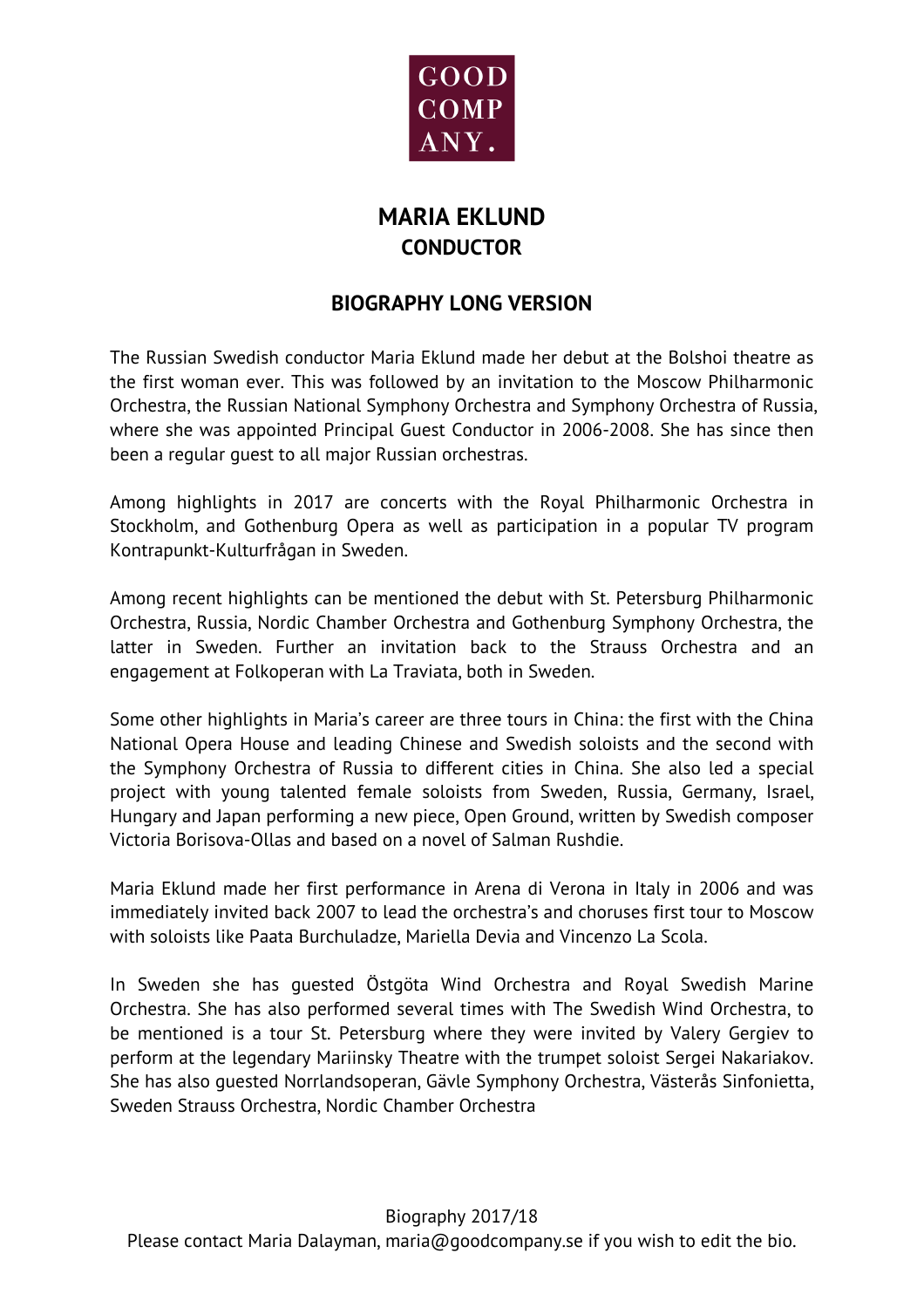GOOD COMP ANY.

# MARIA EKLUND
## CONDUCTOR

## BIOGRAPHY LONG VERSION

The Russian Swedish conductor Maria Eklund made her debut at the Bolshoi theatre as the first woman ever. This was followed by an invitation to the Moscow Philharmonic Orchestra, the Russian National Symphony Orchestra and Symphony Orchestra of Russia, where she was appointed Principal Guest Conductor in 2006-2008. She has since then been a regular guest to all major Russian orchestras.

Among highlights in 2017 are concerts with the Royal Philharmonic Orchestra in Stockholm, and Gothenburg Opera as well as participation in a popular TV program Kontrapunkt-Kulturfrågan in Sweden.

Among recent highlights can be mentioned the debut with St. Petersburg Philharmonic Orchestra, Russia, Nordic Chamber Orchestra and Gothenburg Symphony Orchestra, the latter in Sweden. Further an invitation back to the Strauss Orchestra and an engagement at Folkoperan with La Traviata, both in Sweden.

Some other highlights in Maria's career are three tours in China: the first with the China National Opera House and leading Chinese and Swedish soloists and the second with the Symphony Orchestra of Russia to different cities in China. She also led a special project with young talented female soloists from Sweden, Russia, Germany, Israel, Hungary and Japan performing a new piece, Open Ground, written by Swedish composer Victoria Borisova-Ollas and based on a novel of Salman Rushdie.

Maria Eklund made her first performance in Arena di Verona in Italy in 2006 and was immediately invited back 2007 to lead the orchestra's and choruses first tour to Moscow with soloists like Paata Burchuladze, Mariella Devia and Vincenzo La Scola.

In Sweden she has guested Östgöta Wind Orchestra and Royal Swedish Marine Orchestra. She has also performed several times with The Swedish Wind Orchestra, to be mentioned is a tour St. Petersburg where they were invited by Valery Gergiev to perform at the legendary Mariinsky Theatre with the trumpet soloist Sergei Nakariakov. She has also guested Norrlandsoperan, Gävle Symphony Orchestra, Västerås Sinfonietta, Sweden Strauss Orchestra, Nordic Chamber Orchestra

Biography 2017/18
Please contact Maria Dalayman, maria@goodcompany.se if you wish to edit the bio.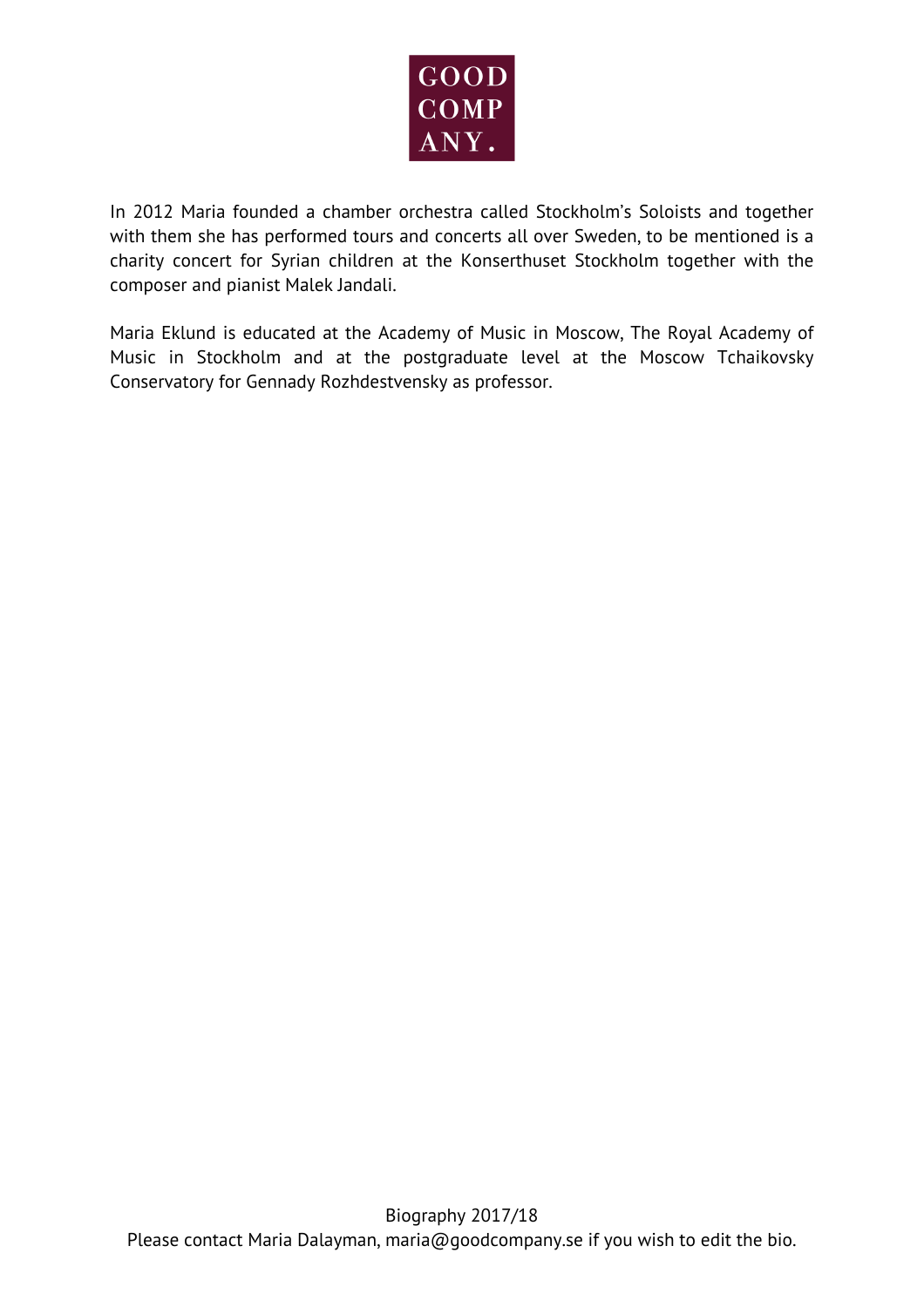In 2012 Maria founded a chamber orchestra called Stockholm's Soloists and together with them she has performed tours and concerts all over Sweden, to be mentioned is a charity concert for Syrian children at the Konserthuset Stockholm together with the composer and pianist Malek Jandali.

Maria Eklund is educated at the Academy of Music in Moscow, The Royal Academy of Music in Stockholm and at the postgraduate level at the Moscow Tchaikovsky Conservatory for Gennady Rozhdestvensky as professor.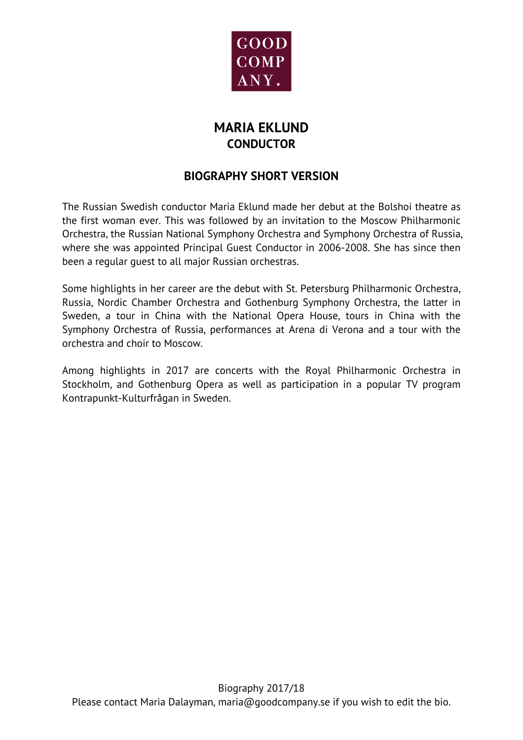GOOD COMP ANY.

# MARIA EKLUND
## CONDUCTOR

## BIOGRAPHY SHORT VERSION

The Russian Swedish conductor Maria Eklund made her debut at the Bolshoi theatre as the first woman ever. This was followed by an invitation to the Moscow Philharmonic Orchestra, the Russian National Symphony Orchestra and Symphony Orchestra of Russia, where she was appointed Principal Guest Conductor in 2006-2008. She has since then been a regular guest to all major Russian orchestras.

Some highlights in her career are the debut with St. Petersburg Philharmonic Orchestra, Russia, Nordic Chamber Orchestra and Gothenburg Symphony Orchestra, the latter in Sweden, a tour in China with the National Opera House, tours in China with the Symphony Orchestra of Russia, performances at Arena di Verona and a tour with the orchestra and choir to Moscow.

Among highlights in 2017 are concerts with the Royal Philharmonic Orchestra in Stockholm, and Gothenburg Opera as well as participation in a popular TV program Kontrapunkt-Kulturfrågan in Sweden.

Biography 2017/18
Please contact Maria Dalayman, maria@goodcompany.se if you wish to edit the bio.